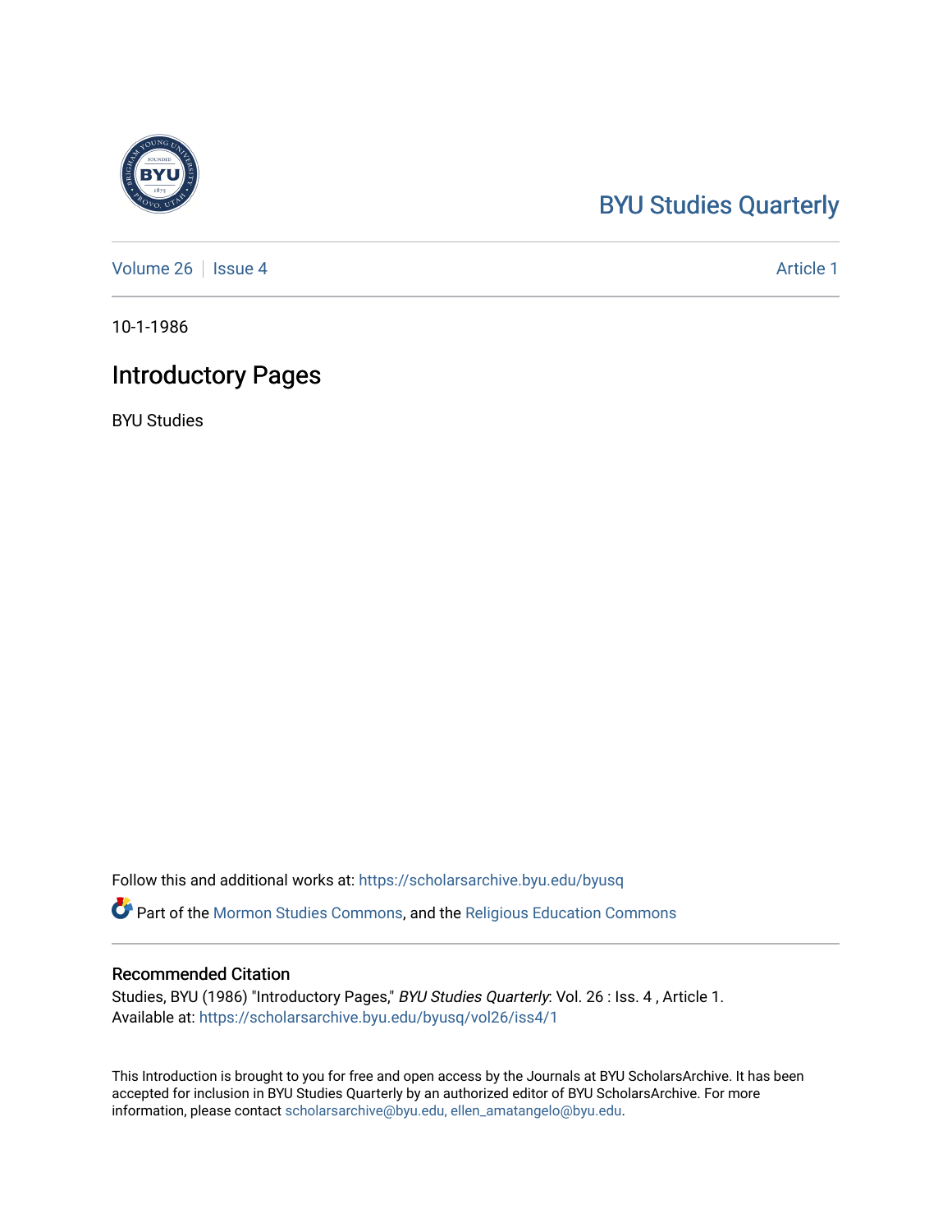BYU Studies Quarterly

Volume 26 | Issue 4 | Article 1

10-1-1986

# Introductory Pages

BYU Studies

Follow this and additional works at: https://scholarsarchive.byu.edu/byusq

Part of the Mormon Studies Commons, and the Religious Education Commons

## Recommended Citation

Studies, BYU (1986) "Introductory Pages," *BYU Studies Quarterly*: Vol. 26 : Iss. 4 , Article 1.
Available at: https://scholarsarchive.byu.edu/byusq/vol26/iss4/1

This Introduction is brought to you for free and open access by the Journals at BYU ScholarsArchive. It has been accepted for inclusion in BYU Studies Quarterly by an authorized editor of BYU ScholarsArchive. For more information, please contact scholarsarchive@byu.edu, ellen_amatangelo@byu.edu.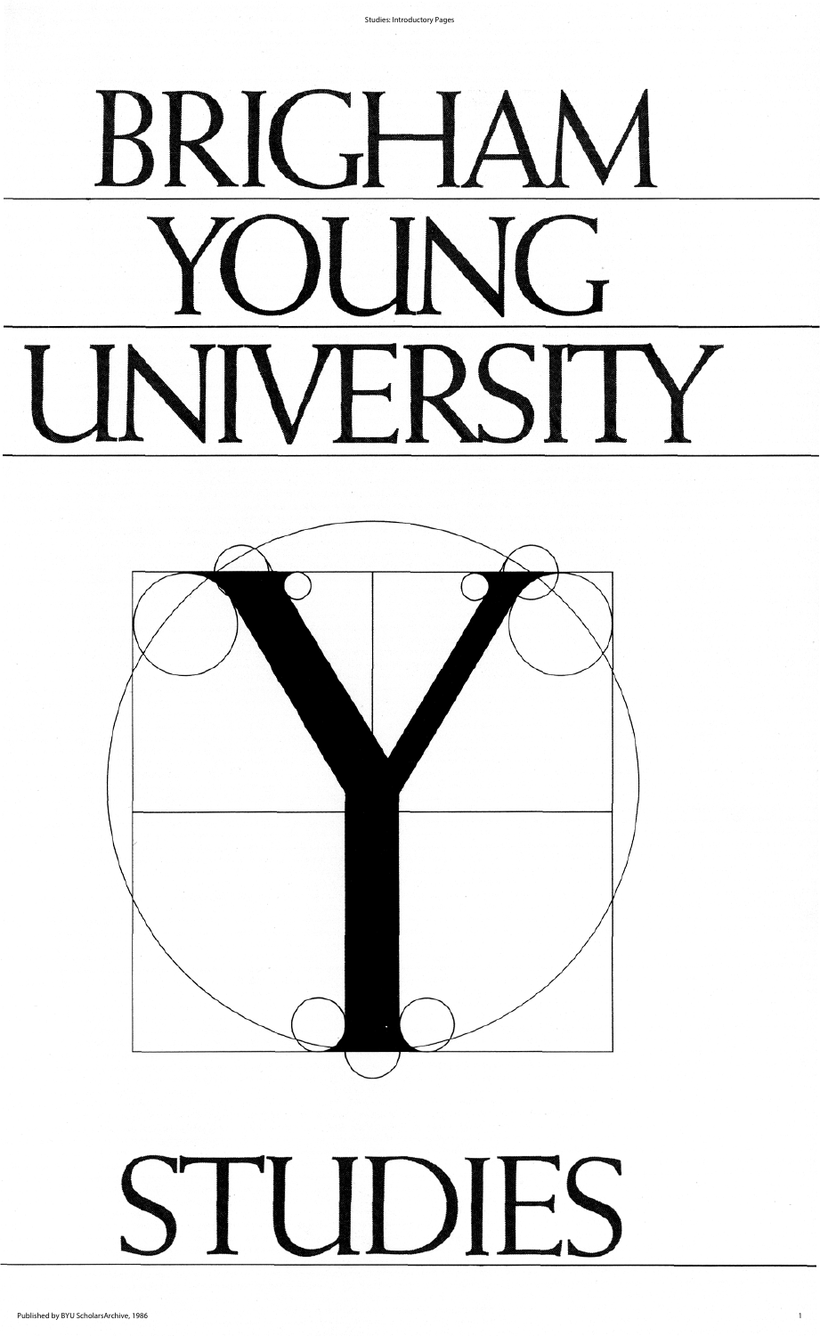# BRIGHAM YOUNG UNIVERSITY

# STUDIES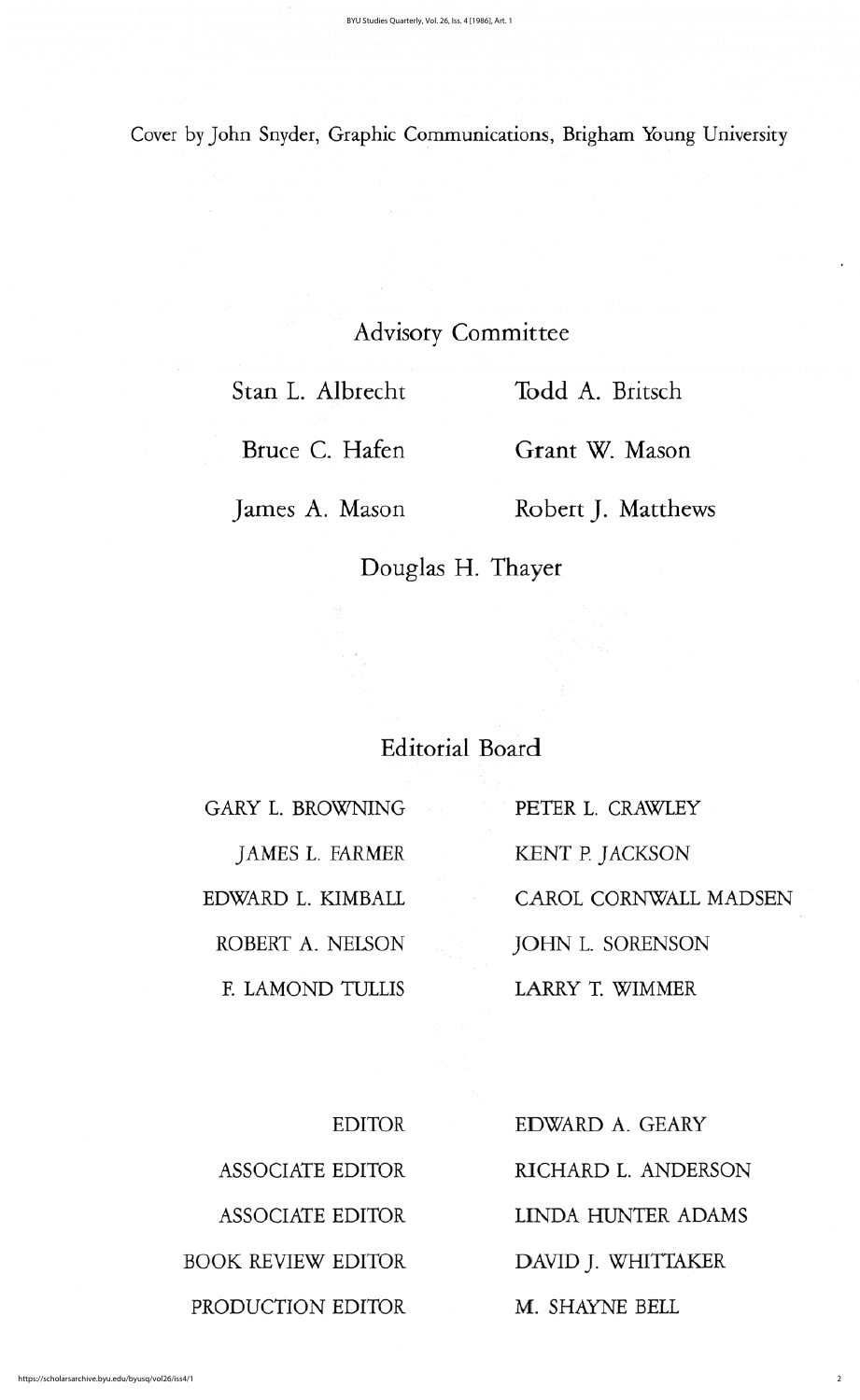Cover by John Snyder, Graphic Communications, Brigham Young University

## Advisory Committee

Stan L. Albrecht

Todd A. Britsch

Bruce C. Hafen

Grant W. Mason

James A. Mason

Robert J. Matthews

Douglas H. Thayer

## Editorial Board

GARY L. BROWNING

PETER L. CRAWLEY

JAMES L. FARMER

KENT P. JACKSON

EDWARD L. KIMBALL

CAROL CORNWALL MADSEN

ROBERT A. NELSON

JOHN L. SORENSON

F. LAMOND TULLIS

LARRY T. WIMMER

EDITOR — EDWARD A. GEARY

ASSOCIATE EDITOR — RICHARD L. ANDERSON

ASSOCIATE EDITOR — LINDA HUNTER ADAMS

BOOK REVIEW EDITOR — DAVID J. WHITTAKER

PRODUCTION EDITOR — M. SHAYNE BELL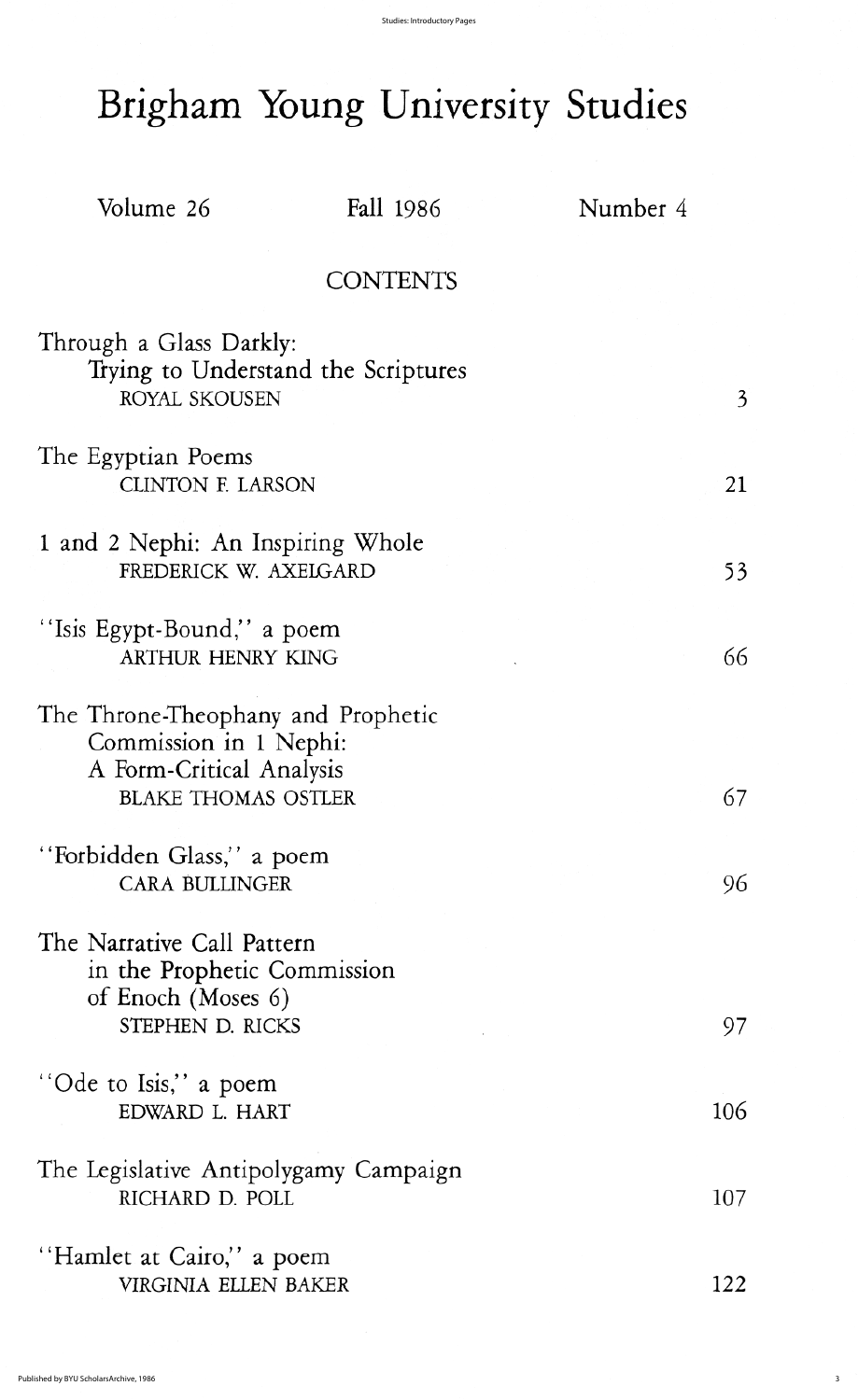# Brigham Young University Studies

Volume 26 | Fall 1986 | Number 4

## CONTENTS

Through a Glass Darkly:
Trying to Understand the Scriptures
ROYAL SKOUSEN 3

The Egyptian Poems
CLINTON F. LARSON 21

1 and 2 Nephi: An Inspiring Whole
FREDERICK W. AXELGARD 53

"Isis Egypt-Bound," a poem
ARTHUR HENRY KING 66

The Throne-Theophany and Prophetic
Commission in 1 Nephi:
A Form-Critical Analysis
BLAKE THOMAS OSTLER 67

"Forbidden Glass," a poem
CARA BULLINGER 96

The Narrative Call Pattern
in the Prophetic Commission
of Enoch (Moses 6)
STEPHEN D. RICKS 97

"Ode to Isis," a poem
EDWARD L. HART 106

The Legislative Antipolygamy Campaign
RICHARD D. POLL 107

"Hamlet at Cairo," a poem
VIRGINIA ELLEN BAKER 122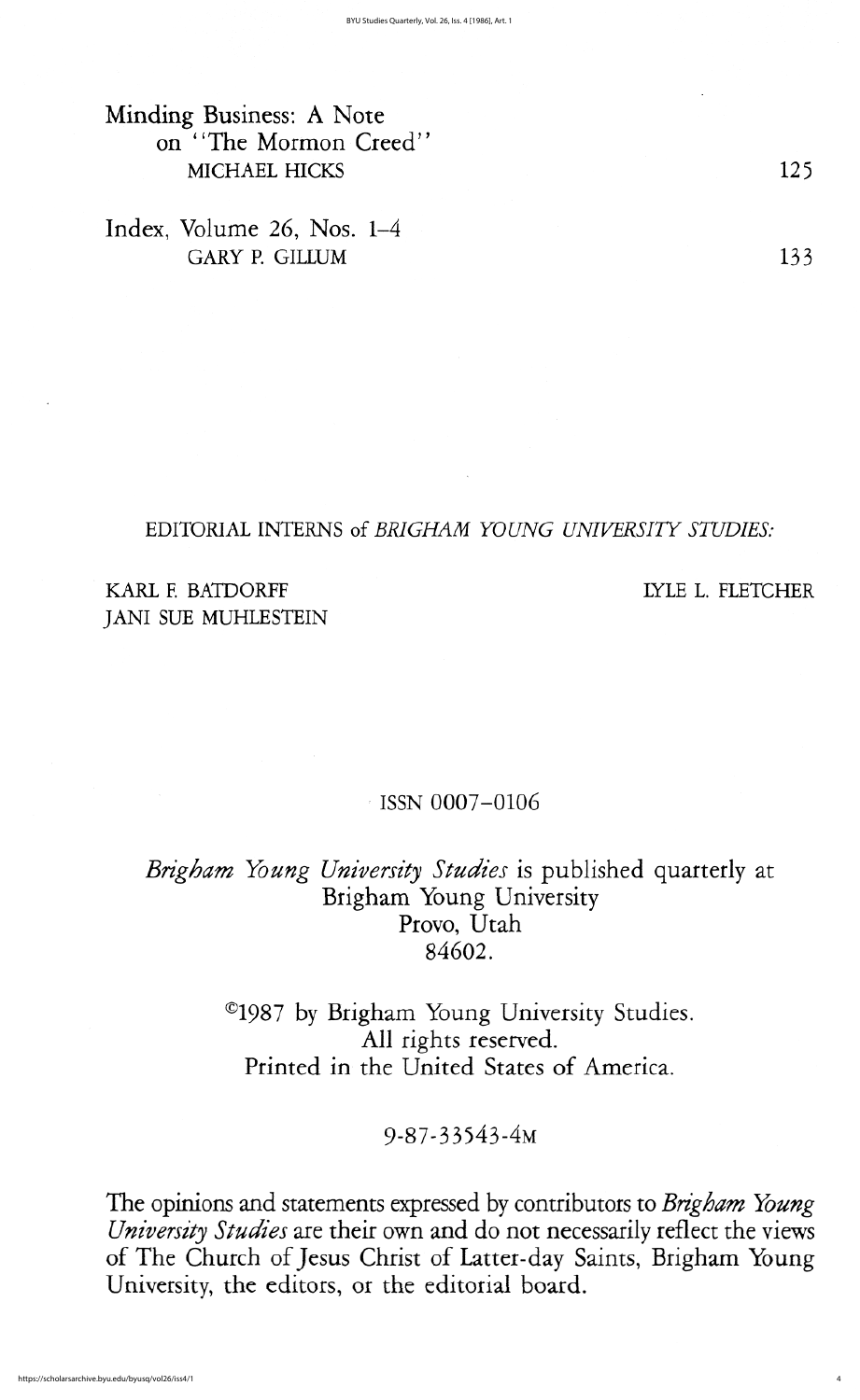Minding Business: A Note on "The Mormon Creed"
MICHAEL HICKS 125

Index, Volume 26, Nos. 1–4
GARY P. GILLUM 133

EDITORIAL INTERNS of *BRIGHAM YOUNG UNIVERSITY STUDIES:*

KARL F. BATDORFF
JANI SUE MUHLESTEIN
LYLE L. FLETCHER

ISSN 0007–0106

*Brigham Young University Studies* is published quarterly at
Brigham Young University
Provo, Utah
84602.

©1987 by Brigham Young University Studies.
All rights reserved.
Printed in the United States of America.

9-87-33543-4M

The opinions and statements expressed by contributors to *Brigham Young University Studies* are their own and do not necessarily reflect the views of The Church of Jesus Christ of Latter-day Saints, Brigham Young University, the editors, or the editorial board.